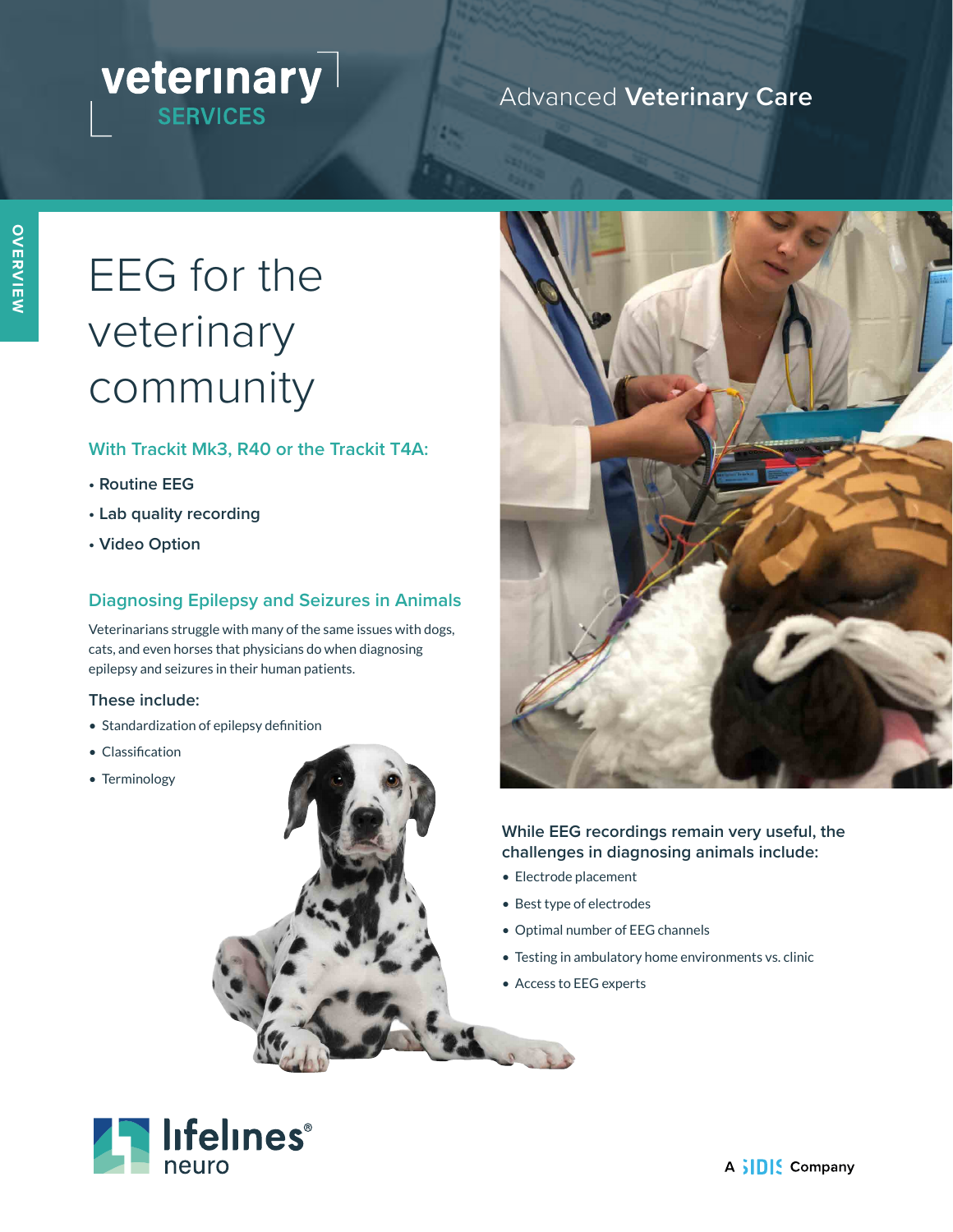veterinary SERVICES

Advanced **Veterinary Care**

OVERVIEW

# EEG for the veterinary community

### With Trackit Mk3, R40 or the Trackit T4A:

- Routine EEG
- Lab quality recording
- Video Option

### Diagnosing Epilepsy and Seizures in Animals

Veterinarians struggle with many of the same issues with dogs, cats, and even horses that physicians do when diagnosing epilepsy and seizures in their human patients.

**These include:**

- Standardization of epilepsy definition
- Classification
- Terminology

**While EEG recordings remain very useful, the challenges in diagnosing animals include:**

- Electrode placement
- Best type of electrodes
- Optimal number of EEG channels
- Testing in ambulatory home environments vs. clinic
- Access to EEG experts

lifelines® neuro

A SIDIS Company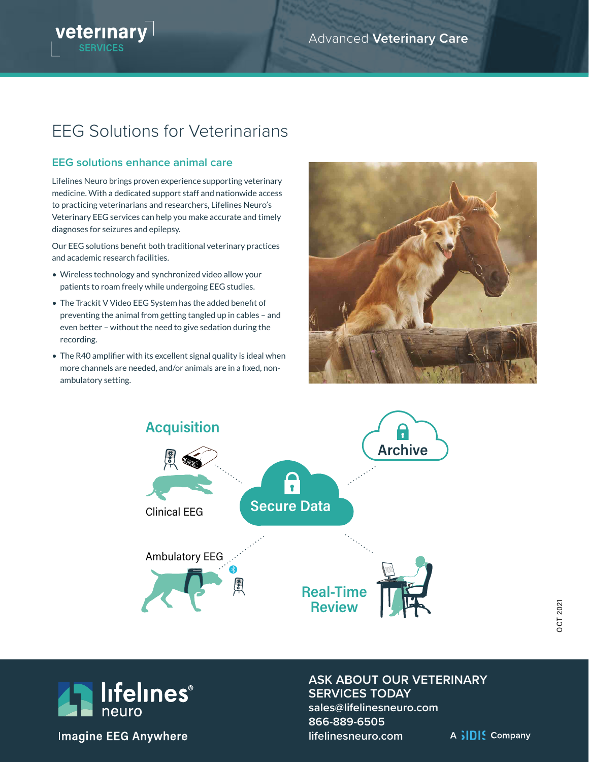veterinary SERVICES

Advanced **Veterinary Care**

# EEG Solutions for Veterinarians

## EEG solutions enhance animal care

Lifelines Neuro brings proven experience supporting veterinary medicine. With a dedicated support staff and nationwide access to practicing veterinarians and researchers, Lifelines Neuro's Veterinary EEG services can help you make accurate and timely diagnoses for seizures and epilepsy.

Our EEG solutions benefit both traditional veterinary practices and academic research facilities.

- Wireless technology and synchronized video allow your patients to roam freely while undergoing EEG studies.
- The Trackit V Video EEG System has the added benefit of preventing the animal from getting tangled up in cables – and even better – without the need to give sedation during the recording.
- The R40 amplifier with its excellent signal quality is ideal when more channels are needed, and/or animals are in a fixed, non-ambulatory setting.

Acquisition

Clinical EEG

Ambulatory EEG

Secure Data

Archive

Real-Time Review

OCT 2021

lifelines neuro

Imagine EEG Anywhere

**ASK ABOUT OUR VETERINARY SERVICES TODAY**

sales@lifelinesneuro.com

866-889-6505

lifelinesneuro.com

A JDIS Company